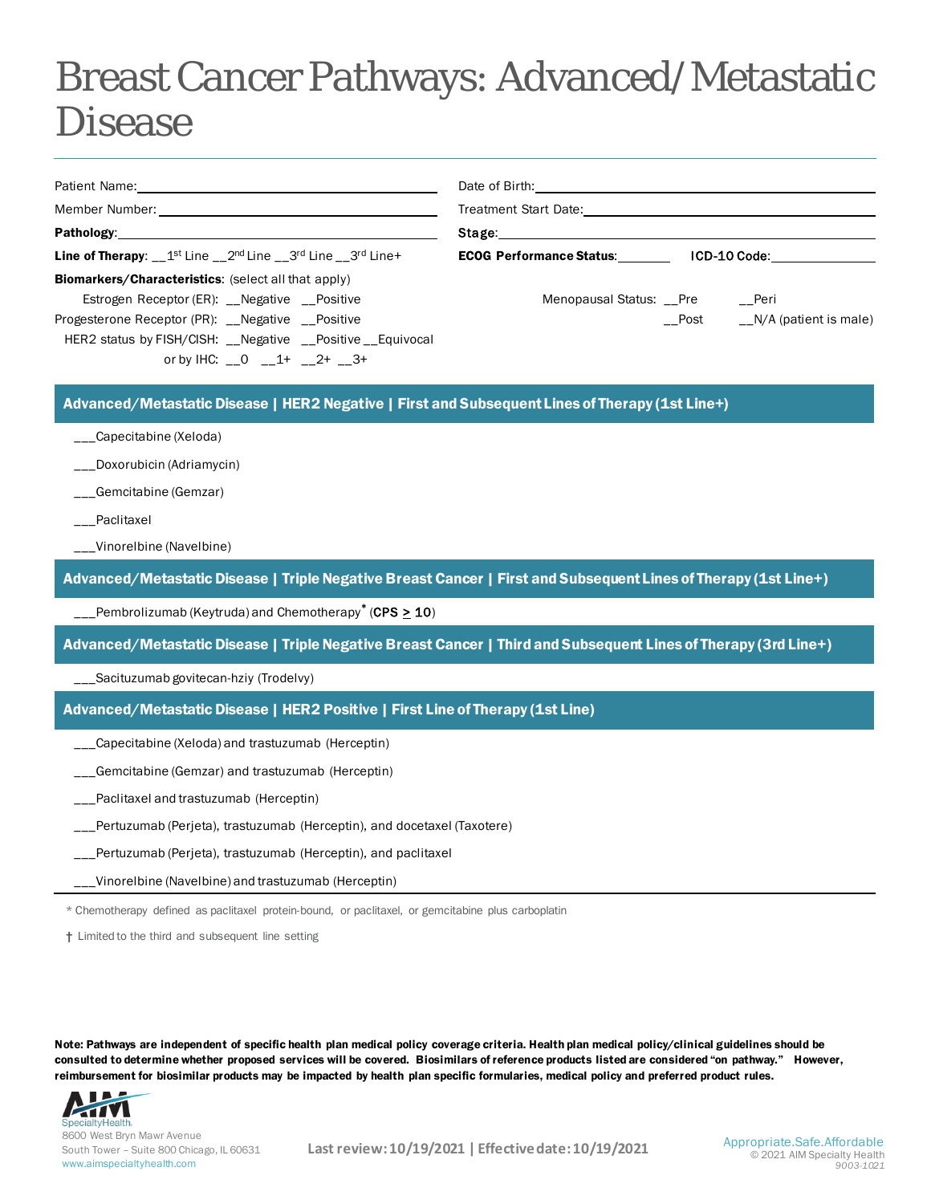# Breast Cancer Pathways: Advanced/Metastatic Disease

Patient Name: ______________________ Date of Birth: ______________________

Member Number: ______________________ Treatment Start Date: ______________________

**Pathology**: ______________________ **Stage**: ______________________

**Line of Therapy**: __1st Line __2nd Line __3rd Line __3rd Line+ **ECOG Performance Status**: ________ **ICD-10 Code**: ________

**Biomarkers/Characteristics**: (select all that apply)

Estrogen Receptor (ER): __Negative __Positive

Progesterone Receptor (PR): __Negative __Positive

HER2 status by FISH/CISH: __Negative __Positive __Equivocal

or by IHC: __0 __1+ __2+ __3+

Menopausal Status: __Pre __Peri __Post __N/A (patient is male)

## Advanced/Metastatic Disease | HER2 Negative | First and Subsequent Lines of Therapy (1st Line+)

___Capecitabine (Xeloda)

___Doxorubicin (Adriamycin)

___Gemcitabine (Gemzar)

___Paclitaxel

___Vinorelbine (Navelbine)

## Advanced/Metastatic Disease | Triple Negative Breast Cancer | First and Subsequent Lines of Therapy (1st Line+)

___Pembrolizumab (Keytruda) and Chemotherapy* (**CPS ≥ 10**)

## Advanced/Metastatic Disease | Triple Negative Breast Cancer | Third and Subsequent Lines of Therapy (3rd Line+)

___Sacituzumab govitecan-hziy (Trodelvy)

## Advanced/Metastatic Disease | HER2 Positive | First Line of Therapy (1st Line)

___Capecitabine (Xeloda) and trastuzumab (Herceptin)

___Gemcitabine (Gemzar) and trastuzumab (Herceptin)

___Paclitaxel and trastuzumab (Herceptin)

___Pertuzumab (Perjeta), trastuzumab (Herceptin), and docetaxel (Taxotere)

___Pertuzumab (Perjeta), trastuzumab (Herceptin), and paclitaxel

___Vinorelbine (Navelbine) and trastuzumab (Herceptin)

---

\* Chemotherapy defined as paclitaxel protein-bound, or paclitaxel, or gemcitabine plus carboplatin

† Limited to the third and subsequent line setting

**Note: Pathways are independent of specific health plan medical policy coverage criteria. Health plan medical policy/clinical guidelines should be consulted to determine whether proposed services will be covered. Biosimilars of reference products listed are considered "on pathway." However, reimbursement for biosimilar products may be impacted by health plan specific formularies, medical policy and preferred product rules.**

AIM Specialty Health
8600 West Bryn Mawr Avenue
South Tower – Suite 800 Chicago, IL 60631
www.aimspecialtyhealth.com

**Last review: 10/19/2021 | Effective date: 10/19/2021**

Appropriate.Safe.Affordable
© 2021 AIM Specialty Health
*9003-1021*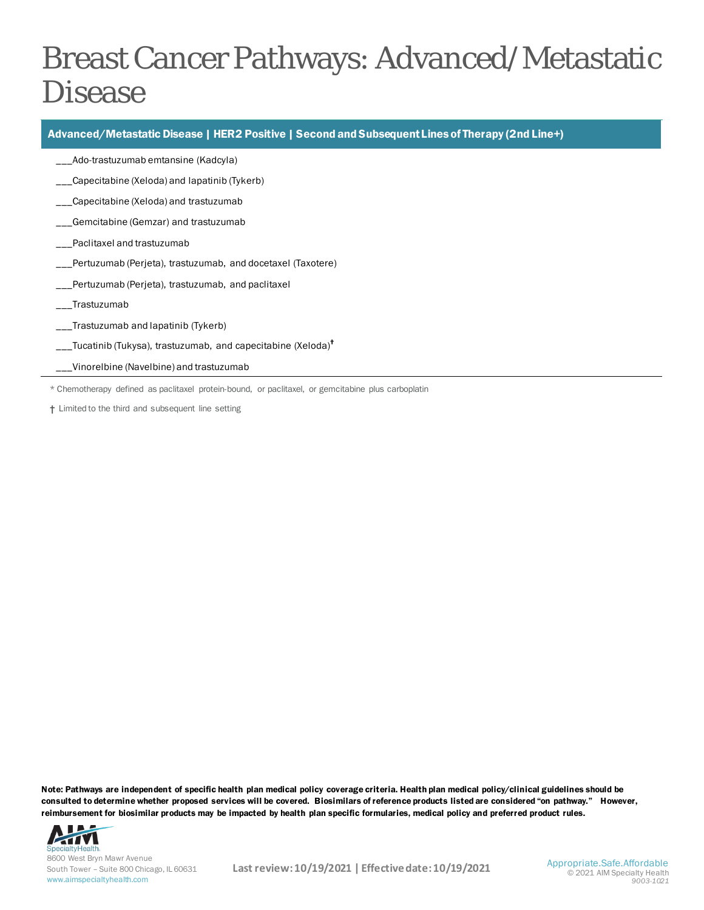# Breast Cancer Pathways: Advanced/Metastatic Disease

## Advanced/Metastatic Disease | HER2 Positive | Second and Subsequent Lines of Therapy (2nd Line+)

___Ado-trastuzumab emtansine (Kadcyla)

___Capecitabine (Xeloda) and lapatinib (Tykerb)

___Capecitabine (Xeloda) and trastuzumab

___Gemcitabine (Gemzar) and trastuzumab

___Paclitaxel and trastuzumab

___Pertuzumab (Perjeta), trastuzumab, and docetaxel (Taxotere)

___Pertuzumab (Perjeta), trastuzumab, and paclitaxel

___Trastuzumab

___Trastuzumab and lapatinib (Tykerb)

___Tucatinib (Tukysa), trastuzumab, and capecitabine (Xeloda)†

___Vinorelbine (Navelbine) and trastuzumab

---

* Chemotherapy defined as paclitaxel protein-bound, or paclitaxel, or gemcitabine plus carboplatin

† Limited to the third and subsequent line setting

**Note: Pathways are independent of specific health plan medical policy coverage criteria. Health plan medical policy/clinical guidelines should be consulted to determine whether proposed services will be covered. Biosimilars of reference products listed are considered "on pathway." However, reimbursement for biosimilar products may be impacted by health plan specific formularies, medical policy and preferred product rules.**

AIM Specialty Health
8600 West Bryn Mawr Avenue
South Tower – Suite 800 Chicago, IL 60631
www.aimspecialtyhealth.com

**Last review: 10/19/2021 | Effective date: 10/19/2021**

Appropriate.Safe.Affordable
© 2021 AIM Specialty Health
*9003-1021*